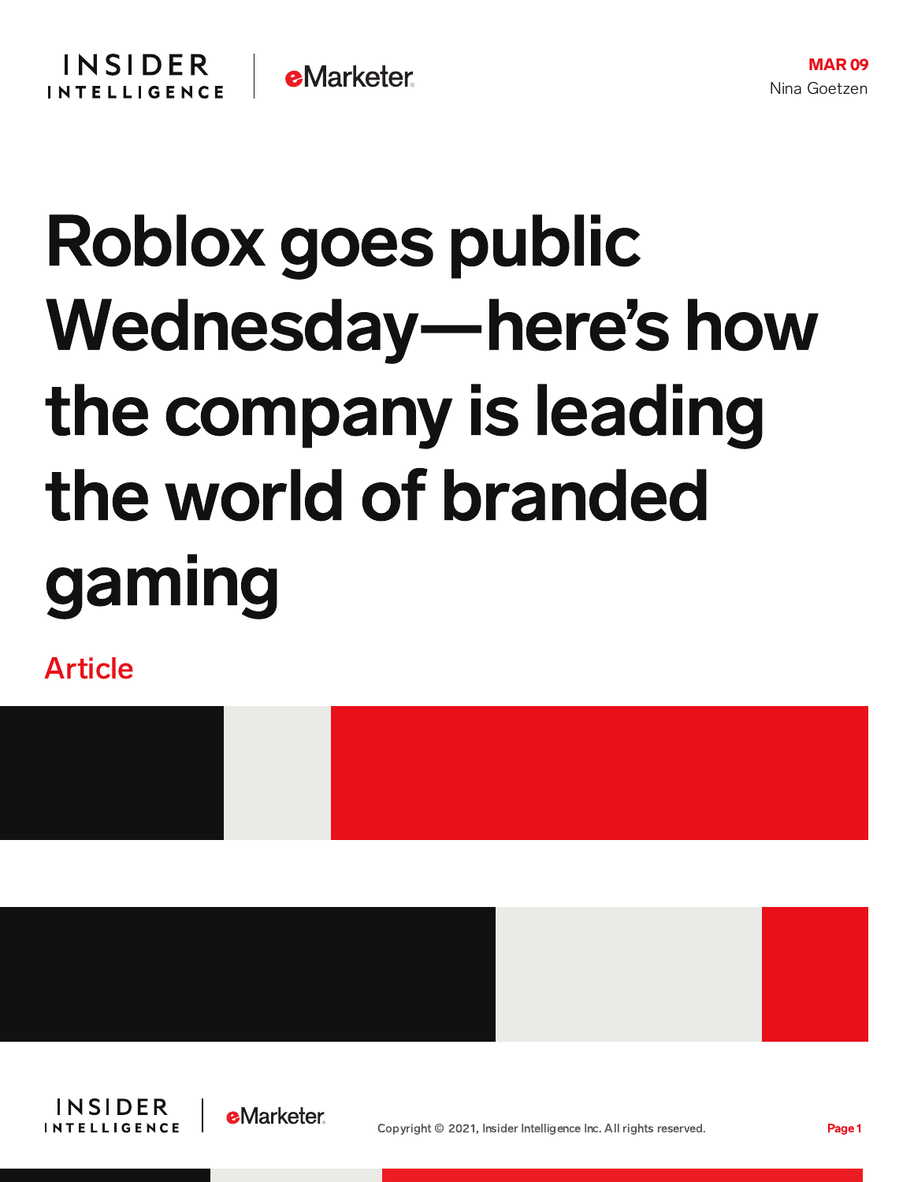INSIDER INTELLIGENCE | eMarketer

**MAR 09**
Nina Goetzen

# Roblox goes public Wednesday—here's how the company is leading the world of branded gaming

Article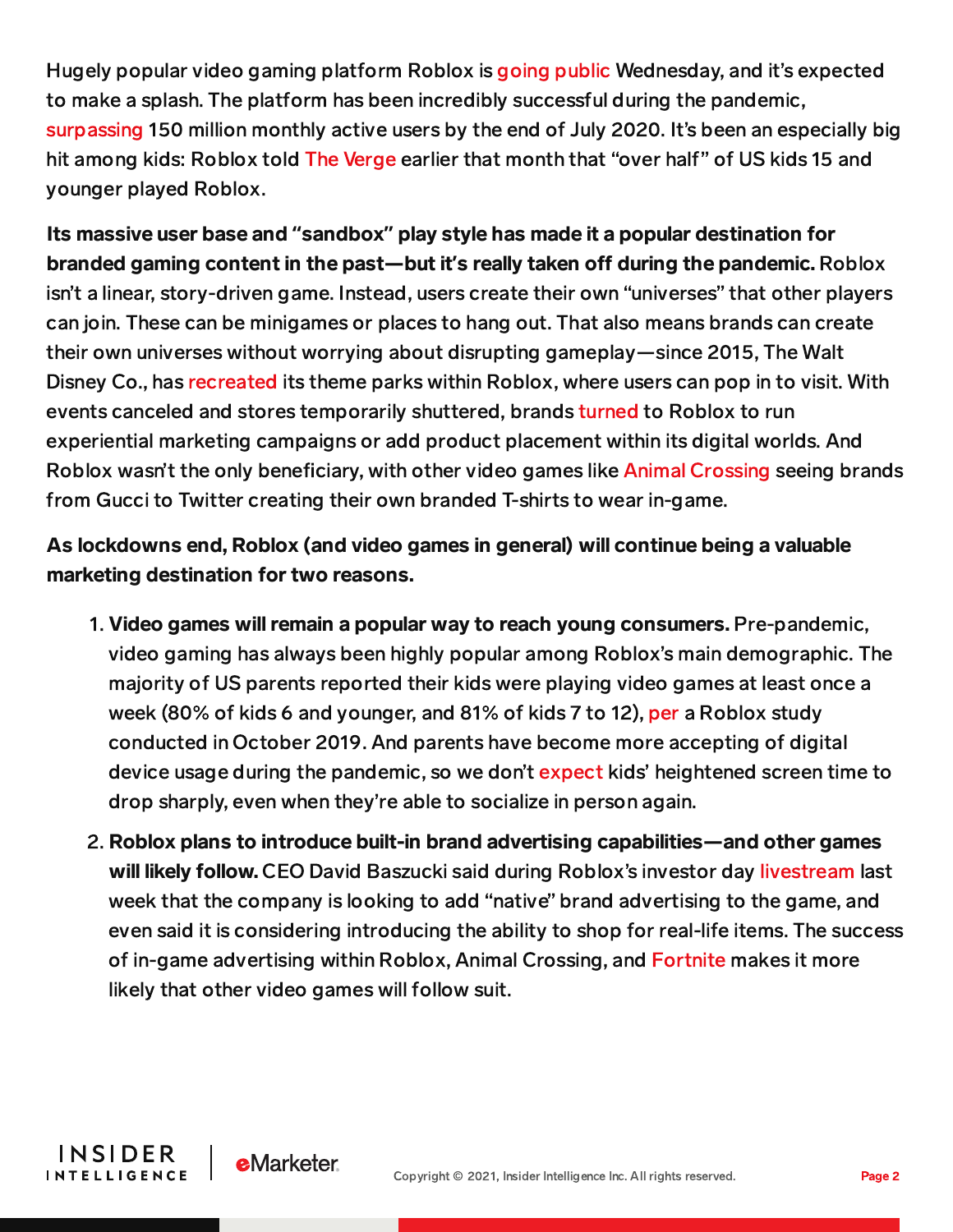Hugely popular video gaming platform Roblox is going public Wednesday, and it's expected to make a splash. The platform has been incredibly successful during the pandemic, surpassing 150 million monthly active users by the end of July 2020. It's been an especially big hit among kids: Roblox told The Verge earlier that month that "over half" of US kids 15 and younger played Roblox.

**Its massive user base and "sandbox" play style has made it a popular destination for branded gaming content in the past—but it's really taken off during the pandemic.** Roblox isn't a linear, story-driven game. Instead, users create their own "universes" that other players can join. These can be minigames or places to hang out. That also means brands can create their own universes without worrying about disrupting gameplay—since 2015, The Walt Disney Co., has recreated its theme parks within Roblox, where users can pop in to visit. With events canceled and stores temporarily shuttered, brands turned to Roblox to run experiential marketing campaigns or add product placement within its digital worlds. And Roblox wasn't the only beneficiary, with other video games like Animal Crossing seeing brands from Gucci to Twitter creating their own branded T-shirts to wear in-game.

**As lockdowns end, Roblox (and video games in general) will continue being a valuable marketing destination for two reasons.**

1. **Video games will remain a popular way to reach young consumers.** Pre-pandemic, video gaming has always been highly popular among Roblox's main demographic. The majority of US parents reported their kids were playing video games at least once a week (80% of kids 6 and younger, and 81% of kids 7 to 12), per a Roblox study conducted in October 2019. And parents have become more accepting of digital device usage during the pandemic, so we don't expect kids' heightened screen time to drop sharply, even when they're able to socialize in person again.
2. **Roblox plans to introduce built-in brand advertising capabilities—and other games will likely follow.** CEO David Baszucki said during Roblox's investor day livestream last week that the company is looking to add "native" brand advertising to the game, and even said it is considering introducing the ability to shop for real-life items. The success of in-game advertising within Roblox, Animal Crossing, and Fortnite makes it more likely that other video games will follow suit.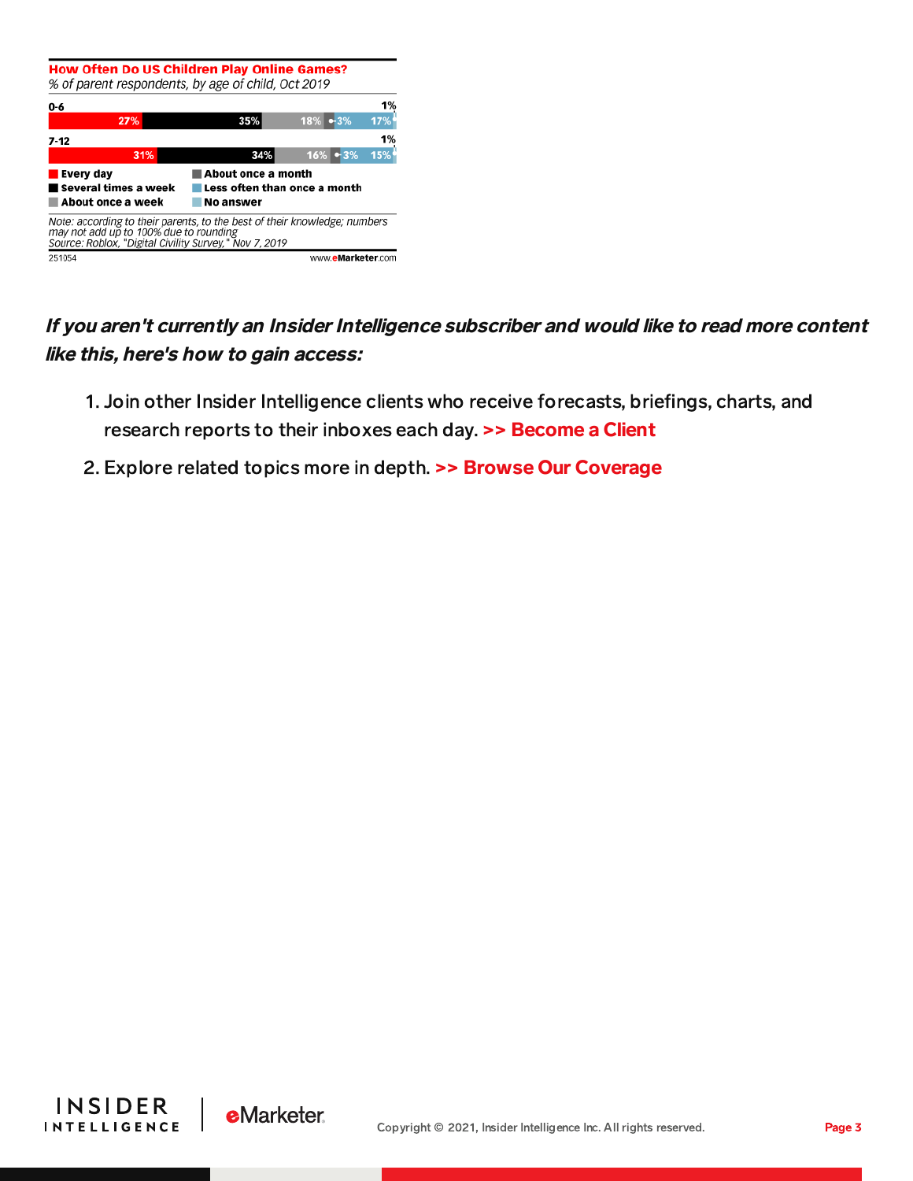**How Often Do US Children Play Online Games?**

*% of parent respondents, by age of child, Oct 2019*

0-6

27%
35%
18%
3%
17%
1%

7-12

31%
34%
16%
3%
15%
1%

Every day
Several times a week
About once a week
About once a month
Less often than once a month
No answer

*Note: according to their parents, to the best of their knowledge; numbers may not add up to 100% due to rounding*
*Source: Roblox, "Digital Civility Survey," Nov 7, 2019*

251054 www.eMarketer.com

***If you aren't currently an Insider Intelligence subscriber and would like to read more content like this, here's how to gain access:***

1. Join other Insider Intelligence clients who receive forecasts, briefings, charts, and research reports to their inboxes each day. **>> Become a Client**
2. Explore related topics more in depth. **>> Browse Our Coverage**

Copyright © 2021, Insider Intelligence Inc. All rights reserved.